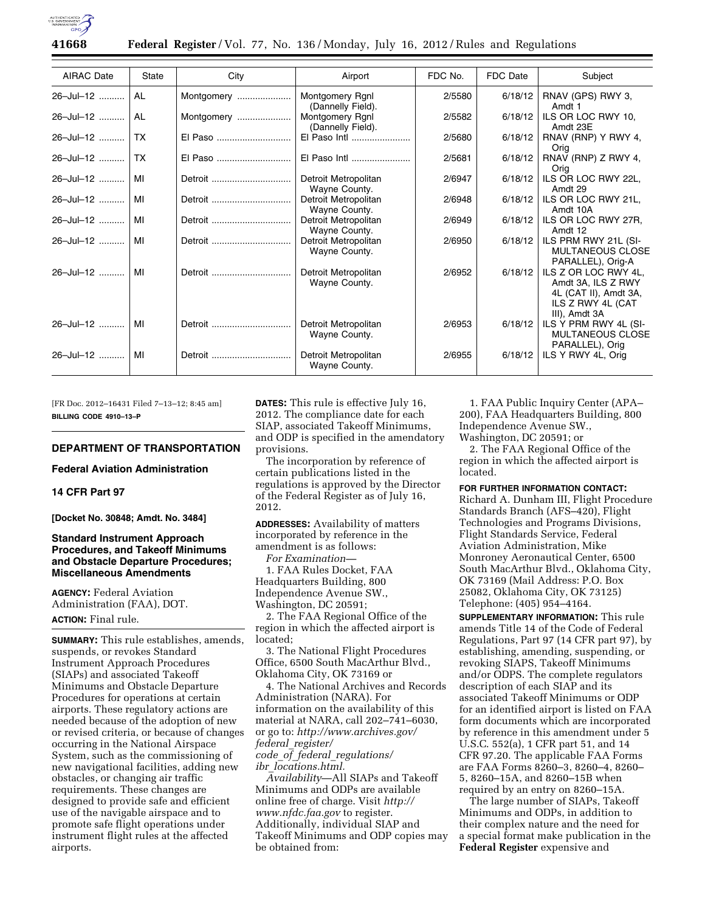| AIRAC Date | State | City | Airport | FDC No. | FDC Date | Subject |
| --- | --- | --- | --- | --- | --- | --- |
| 26–Jul–12 | AL | Montgomery | Montgomery Rgnl (Dannelly Field). | 2/5580 | 6/18/12 | RNAV (GPS) RWY 3, Amdt 1 |
| 26–Jul–12 | AL | Montgomery | Montgomery Rgnl (Dannelly Field). | 2/5582 | 6/18/12 | ILS OR LOC RWY 10, Amdt 23E |
| 26–Jul–12 | TX | El Paso | El Paso Intl | 2/5680 | 6/18/12 | RNAV (RNP) Y RWY 4, Orig |
| 26–Jul–12 | TX | El Paso | El Paso Intl | 2/5681 | 6/18/12 | RNAV (RNP) Z RWY 4, Orig |
| 26–Jul–12 | MI | Detroit | Detroit Metropolitan Wayne County. | 2/6947 | 6/18/12 | ILS OR LOC RWY 22L, Amdt 29 |
| 26–Jul–12 | MI | Detroit | Detroit Metropolitan Wayne County. | 2/6948 | 6/18/12 | ILS OR LOC RWY 21L, Amdt 10A |
| 26–Jul–12 | MI | Detroit | Detroit Metropolitan Wayne County. | 2/6949 | 6/18/12 | ILS OR LOC RWY 27R, Amdt 12 |
| 26–Jul–12 | MI | Detroit | Detroit Metropolitan Wayne County. | 2/6950 | 6/18/12 | ILS PRM RWY 21L (SIMULTANEOUS CLOSE PARALLEL), Orig-A |
| 26–Jul–12 | MI | Detroit | Detroit Metropolitan Wayne County. | 2/6952 | 6/18/12 | ILS Z OR LOC RWY 4L, Amdt 3A, ILS Z RWY 4L (CAT II), Amdt 3A, ILS Z RWY 4L (CAT III), Amdt 3A |
| 26–Jul–12 | MI | Detroit | Detroit Metropolitan Wayne County. | 2/6953 | 6/18/12 | ILS Y PRM RWY 4L (SIMULTANEOUS CLOSE PARALLEL), Orig |
| 26–Jul–12 | MI | Detroit | Detroit Metropolitan Wayne County. | 2/6955 | 6/18/12 | ILS Y RWY 4L, Orig |

[FR Doc. 2012–16431 Filed 7–13–12; 8:45 am]

**BILLING CODE 4910–13–P**

---

**DEPARTMENT OF TRANSPORTATION**

**Federal Aviation Administration**

**14 CFR Part 97**

**[Docket No. 30848; Amdt. No. 3484]**

## Standard Instrument Approach Procedures, and Takeoff Minimums and Obstacle Departure Procedures; Miscellaneous Amendments

**AGENCY:** Federal Aviation Administration (FAA), DOT.

**ACTION:** Final rule.

**SUMMARY:** This rule establishes, amends, suspends, or revokes Standard Instrument Approach Procedures (SIAPs) and associated Takeoff Minimums and Obstacle Departure Procedures for operations at certain airports. These regulatory actions are needed because of the adoption of new or revised criteria, or because of changes occurring in the National Airspace System, such as the commissioning of new navigational facilities, adding new obstacles, or changing air traffic requirements. These changes are designed to provide safe and efficient use of the navigable airspace and to promote safe flight operations under instrument flight rules at the affected airports.

**DATES:** This rule is effective July 16, 2012. The compliance date for each SIAP, associated Takeoff Minimums, and ODP is specified in the amendatory provisions.

The incorporation by reference of certain publications listed in the regulations is approved by the Director of the Federal Register as of July 16, 2012.

**ADDRESSES:** Availability of matters incorporated by reference in the amendment is as follows:

*For Examination*—

1. FAA Rules Docket, FAA Headquarters Building, 800 Independence Avenue SW., Washington, DC 20591;

2. The FAA Regional Office of the region in which the affected airport is located;

3. The National Flight Procedures Office, 6500 South MacArthur Blvd., Oklahoma City, OK 73169 or

4. The National Archives and Records Administration (NARA). For information on the availability of this material at NARA, call 202–741–6030, or go to: *http://www.archives.gov/federal_register/code_of_federal_regulations/ibr_locations.html.*

*Availability*—All SIAPs and Takeoff Minimums and ODPs are available online free of charge. Visit *http://www.nfdc.faa.gov* to register. Additionally, individual SIAP and Takeoff Minimums and ODP copies may be obtained from:

1. FAA Public Inquiry Center (APA–200), FAA Headquarters Building, 800 Independence Avenue SW., Washington, DC 20591; or

2. The FAA Regional Office of the region in which the affected airport is located.

**FOR FURTHER INFORMATION CONTACT:** Richard A. Dunham III, Flight Procedure Standards Branch (AFS–420), Flight Technologies and Programs Divisions, Flight Standards Service, Federal Aviation Administration, Mike Monroney Aeronautical Center, 6500 South MacArthur Blvd., Oklahoma City, OK 73169 (Mail Address: P.O. Box 25082, Oklahoma City, OK 73125) Telephone: (405) 954–4164.

**SUPPLEMENTARY INFORMATION:** This rule amends Title 14 of the Code of Federal Regulations, Part 97 (14 CFR part 97), by establishing, amending, suspending, or revoking SIAPS, Takeoff Minimums and/or ODPS. The complete regulators description of each SIAP and its associated Takeoff Minimums or ODP for an identified airport is listed on FAA form documents which are incorporated by reference in this amendment under 5 U.S.C. 552(a), 1 CFR part 51, and 14 CFR 97.20. The applicable FAA Forms are FAA Forms 8260–3, 8260–4, 8260–5, 8260–15A, and 8260–15B when required by an entry on 8260–15A.

The large number of SIAPs, Takeoff Minimums and ODPs, in addition to their complex nature and the need for a special format make publication in the **Federal Register** expensive and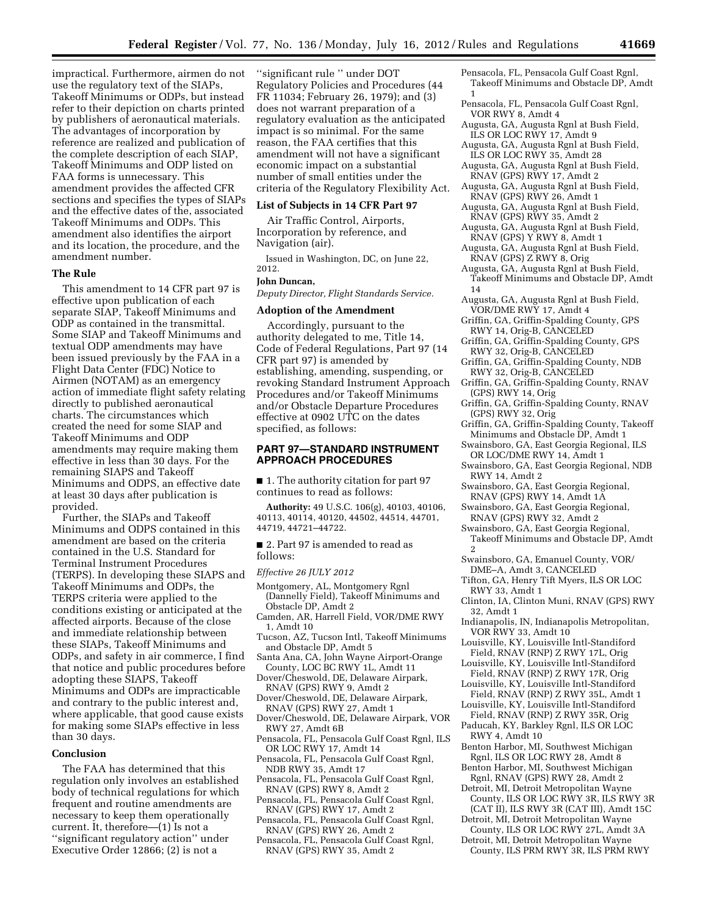impractical. Furthermore, airmen do not use the regulatory text of the SIAPs, Takeoff Minimums or ODPs, but instead refer to their depiction on charts printed by publishers of aeronautical materials. The advantages of incorporation by reference are realized and publication of the complete description of each SIAP, Takeoff Minimums and ODP listed on FAA forms is unnecessary. This amendment provides the affected CFR sections and specifies the types of SIAPs and the effective dates of the, associated Takeoff Minimums and ODPs. This amendment also identifies the airport and its location, the procedure, and the amendment number.

## The Rule

This amendment to 14 CFR part 97 is effective upon publication of each separate SIAP, Takeoff Minimums and ODP as contained in the transmittal. Some SIAP and Takeoff Minimums and textual ODP amendments may have been issued previously by the FAA in a Flight Data Center (FDC) Notice to Airmen (NOTAM) as an emergency action of immediate flight safety relating directly to published aeronautical charts. The circumstances which created the need for some SIAP and Takeoff Minimums and ODP amendments may require making them effective in less than 30 days. For the remaining SIAPS and Takeoff Minimums and ODPS, an effective date at least 30 days after publication is provided.

Further, the SIAPs and Takeoff Minimums and ODPS contained in this amendment are based on the criteria contained in the U.S. Standard for Terminal Instrument Procedures (TERPS). In developing these SIAPS and Takeoff Minimums and ODPs, the TERPS criteria were applied to the conditions existing or anticipated at the affected airports. Because of the close and immediate relationship between these SIAPs, Takeoff Minimums and ODPs, and safety in air commerce, I find that notice and public procedures before adopting these SIAPS, Takeoff Minimums and ODPs are impracticable and contrary to the public interest and, where applicable, that good cause exists for making some SIAPs effective in less than 30 days.

## Conclusion

The FAA has determined that this regulation only involves an established body of technical regulations for which frequent and routine amendments are necessary to keep them operationally current. It, therefore—(1) Is not a "significant regulatory action" under Executive Order 12866; (2) is not a "significant rule " under DOT Regulatory Policies and Procedures (44 FR 11034; February 26, 1979); and (3) does not warrant preparation of a regulatory evaluation as the anticipated impact is so minimal. For the same reason, the FAA certifies that this amendment will not have a significant economic impact on a substantial number of small entities under the criteria of the Regulatory Flexibility Act.

## List of Subjects in 14 CFR Part 97

Air Traffic Control, Airports, Incorporation by reference, and Navigation (air).

Issued in Washington, DC, on June 22, 2012.

**John Duncan,**

*Deputy Director, Flight Standards Service.*

## Adoption of the Amendment

Accordingly, pursuant to the authority delegated to me, Title 14, Code of Federal Regulations, Part 97 (14 CFR part 97) is amended by establishing, amending, suspending, or revoking Standard Instrument Approach Procedures and/or Takeoff Minimums and/or Obstacle Departure Procedures effective at 0902 UTC on the dates specified, as follows:

## PART 97—STANDARD INSTRUMENT APPROACH PROCEDURES

■ 1. The authority citation for part 97 continues to read as follows:

**Authority:** 49 U.S.C. 106(g), 40103, 40106, 40113, 40114, 40120, 44502, 44514, 44701, 44719, 44721–44722.

■ 2. Part 97 is amended to read as follows:

*Effective 26 JULY 2012*

Montgomery, AL, Montgomery Rgnl (Dannelly Field), Takeoff Minimums and Obstacle DP, Amdt 2
Camden, AR, Harrell Field, VOR/DME RWY 1, Amdt 10
Tucson, AZ, Tucson Intl, Takeoff Minimums and Obstacle DP, Amdt 5
Santa Ana, CA, John Wayne Airport-Orange County, LOC BC RWY 1L, Amdt 11
Dover/Cheswold, DE, Delaware Airpark, RNAV (GPS) RWY 9, Amdt 2
Dover/Cheswold, DE, Delaware Airpark, RNAV (GPS) RWY 27, Amdt 1
Dover/Cheswold, DE, Delaware Airpark, VOR RWY 27, Amdt 6B
Pensacola, FL, Pensacola Gulf Coast Rgnl, ILS OR LOC RWY 17, Amdt 14
Pensacola, FL, Pensacola Gulf Coast Rgnl, NDB RWY 35, Amdt 17
Pensacola, FL, Pensacola Gulf Coast Rgnl, RNAV (GPS) RWY 8, Amdt 2
Pensacola, FL, Pensacola Gulf Coast Rgnl, RNAV (GPS) RWY 17, Amdt 2
Pensacola, FL, Pensacola Gulf Coast Rgnl, RNAV (GPS) RWY 26, Amdt 2
Pensacola, FL, Pensacola Gulf Coast Rgnl, RNAV (GPS) RWY 35, Amdt 2
Pensacola, FL, Pensacola Gulf Coast Rgnl, Takeoff Minimums and Obstacle DP, Amdt 1
Pensacola, FL, Pensacola Gulf Coast Rgnl, VOR RWY 8, Amdt 4
Augusta, GA, Augusta Rgnl at Bush Field, ILS OR LOC RWY 17, Amdt 9
Augusta, GA, Augusta Rgnl at Bush Field, ILS OR LOC RWY 35, Amdt 28
Augusta, GA, Augusta Rgnl at Bush Field, RNAV (GPS) RWY 17, Amdt 2
Augusta, GA, Augusta Rgnl at Bush Field, RNAV (GPS) RWY 26, Amdt 1
Augusta, GA, Augusta Rgnl at Bush Field, RNAV (GPS) RWY 35, Amdt 2
Augusta, GA, Augusta Rgnl at Bush Field, RNAV (GPS) Y RWY 8, Amdt 1
Augusta, GA, Augusta Rgnl at Bush Field, RNAV (GPS) Z RWY 8, Orig
Augusta, GA, Augusta Rgnl at Bush Field, Takeoff Minimums and Obstacle DP, Amdt 14
Augusta, GA, Augusta Rgnl at Bush Field, VOR/DME RWY 17, Amdt 4
Griffin, GA, Griffin-Spalding County, GPS RWY 14, Orig-B, CANCELED
Griffin, GA, Griffin-Spalding County, GPS RWY 32, Orig-B, CANCELED
Griffin, GA, Griffin-Spalding County, NDB RWY 32, Orig-B, CANCELED
Griffin, GA, Griffin-Spalding County, RNAV (GPS) RWY 14, Orig
Griffin, GA, Griffin-Spalding County, RNAV (GPS) RWY 32, Orig
Griffin, GA, Griffin-Spalding County, Takeoff Minimums and Obstacle DP, Amdt 1
Swainsboro, GA, East Georgia Regional, ILS OR LOC/DME RWY 14, Amdt 1
Swainsboro, GA, East Georgia Regional, NDB RWY 14, Amdt 2
Swainsboro, GA, East Georgia Regional, RNAV (GPS) RWY 14, Amdt 1A
Swainsboro, GA, East Georgia Regional, RNAV (GPS) RWY 32, Amdt 2
Swainsboro, GA, East Georgia Regional, Takeoff Minimums and Obstacle DP, Amdt 2
Swainsboro, GA, Emanuel County, VOR/DME–A, Amdt 3, CANCELED
Tifton, GA, Henry Tift Myers, ILS OR LOC RWY 33, Amdt 1
Clinton, IA, Clinton Muni, RNAV (GPS) RWY 32, Amdt 1
Indianapolis, IN, Indianapolis Metropolitan, VOR RWY 33, Amdt 10
Louisville, KY, Louisville Intl-Standiford Field, RNAV (RNP) Z RWY 17L, Orig
Louisville, KY, Louisville Intl-Standiford Field, RNAV (RNP) Z RWY 17R, Orig
Louisville, KY, Louisville Intl-Standiford Field, RNAV (RNP) Z RWY 35L, Amdt 1
Louisville, KY, Louisville Intl-Standiford Field, RNAV (RNP) Z RWY 35R, Orig
Paducah, KY, Barkley Rgnl, ILS OR LOC RWY 4, Amdt 10
Benton Harbor, MI, Southwest Michigan Rgnl, ILS OR LOC RWY 28, Amdt 8
Benton Harbor, MI, Southwest Michigan Rgnl, RNAV (GPS) RWY 28, Amdt 2
Detroit, MI, Detroit Metropolitan Wayne County, ILS OR LOC RWY 3R, ILS RWY 3R (CAT II), ILS RWY 3R (CAT III), Amdt 15C
Detroit, MI, Detroit Metropolitan Wayne County, ILS OR LOC RWY 27L, Amdt 3A
Detroit, MI, Detroit Metropolitan Wayne County, ILS PRM RWY 3R, ILS PRM RWY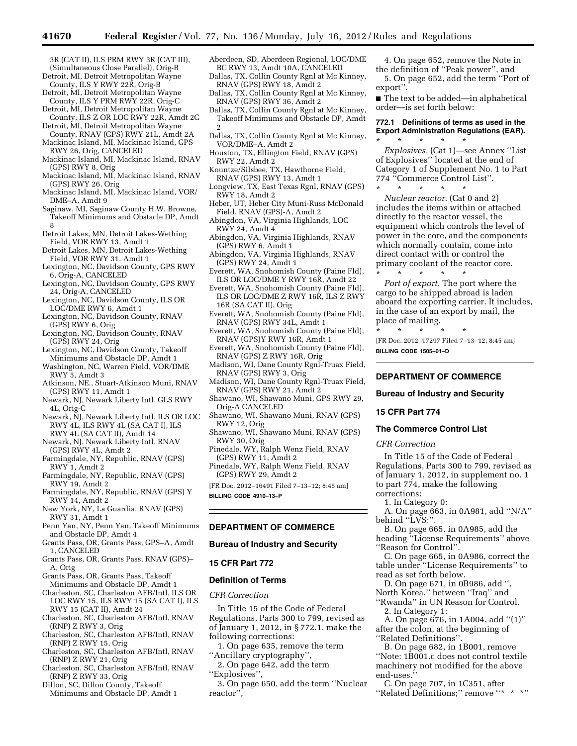3R (CAT II), ILS PRM RWY 3R (CAT III), (Simultaneous Close Parallel), Orig-B

Detroit, MI, Detroit Metropolitan Wayne County, ILS Y RWY 22R, Orig-B

Detroit, MI, Detroit Metropolitan Wayne County, ILS Y PRM RWY 22R, Orig-C

Detroit, MI, Detroit Metropolitan Wayne County, ILS Z OR LOC RWY 22R, Amdt 2C

Detroit, MI, Detroit Metropolitan Wayne County, RNAV (GPS) RWY 21L, Amdt 2A

Mackinac Island, MI, Mackinac Island, GPS RWY 26, Orig, CANCELED

Mackinac Island, MI, Mackinac Island, RNAV (GPS) RWY 8, Orig

Mackinac Island, MI, Mackinac Island, RNAV (GPS) RWY 26, Orig

Mackinac Island, MI, Mackinac Island, VOR/DME–A, Amdt 9

Saginaw, MI, Saginaw County H.W. Browne, Takeoff Minimums and Obstacle DP, Amdt 8

Detroit Lakes, MN, Detroit Lakes-Wething Field, VOR RWY 13, Amdt 1

Detroit Lakes, MN, Detroit Lakes-Wething Field, VOR RWY 31, Amdt 1

Lexington, NC, Davidson County, GPS RWY 6, Orig-A, CANCELED

Lexington, NC, Davidson County, GPS RWY 24, Orig-A, CANCELED

Lexington, NC, Davidson County, ILS OR LOC/DME RWY 6, Amdt 1

Lexington, NC, Davidson County, RNAV (GPS) RWY 6, Orig

Lexington, NC, Davidson County, RNAV (GPS) RWY 24, Orig

Lexington, NC, Davidson County, Takeoff Minimums and Obstacle DP, Amdt 1

Washington, NC, Warren Field, VOR/DME RWY 5, Amdt 3

Atkinson, NE., Stuart-Atkinson Muni, RNAV (GPS) RWY 11, Amdt 1

Newark, NJ, Newark Liberty Intl, GLS RWY 4L, Orig-C

Newark, NJ, Newark Liberty Intl, ILS OR LOC RWY 4L, ILS RWY 4L (SA CAT I), ILS RWY 4L (SA CAT II), Amdt 14

Newark, NJ, Newark Liberty Intl, RNAV (GPS) RWY 4L, Amdt 2

Farmingdale, NY, Republic, RNAV (GPS) RWY 1, Amdt 2

Farmingdale, NY, Republic, RNAV (GPS) RWY 19, Amdt 2

Farmingdale, NY, Republic, RNAV (GPS) Y RWY 14, Amdt 2

New York, NY, La Guardia, RNAV (GPS) RWY 31, Amdt 1

Penn Yan, NY, Penn Yan, Takeoff Minimums and Obstacle DP, Amdt 4

Grants Pass, OR, Grants Pass, GPS–A, Amdt 1, CANCELED

Grants Pass, OR, Grants Pass, RNAV (GPS)–A, Orig

Grants Pass, OR, Grants Pass, Takeoff Minimums and Obstacle DP, Amdt 1

Charleston, SC, Charleston AFB/Intl, ILS OR LOC RWY 15, ILS RWY 15 (SA CAT I), ILS RWY 15 (CAT II), Amdt 24

Charleston, SC, Charleston AFB/Intl, RNAV (RNP) Z RWY 3, Orig

Charleston, SC, Charleston AFB/Intl, RNAV (RNP) Z RWY 15, Orig

Charleston, SC, Charleston AFB/Intl, RNAV (RNP) Z RWY 21, Orig

Charleston, SC, Charleston AFB/Intl, RNAV (RNP) Z RWY 33, Orig

Dillon, SC, Dillon County, Takeoff Minimums and Obstacle DP, Amdt 1

Aberdeen, SD, Aberdeen Regional, LOC/DME BC RWY 13, Amdt 10A, CANCELED

Dallas, TX, Collin County Rgnl at Mc Kinney, RNAV (GPS) RWY 18, Amdt 2

Dallas, TX, Collin County Rgnl at Mc Kinney, RNAV (GPS) RWY 36, Amdt 2

Dallas, TX, Collin County Rgnl at Mc Kinney, Takeoff Minimums and Obstacle DP, Amdt 2

Dallas, TX, Collin County Rgnl at Mc Kinney, VOR/DME–A, Amdt 2

Houston, TX, Ellington Field, RNAV (GPS) RWY 22, Amdt 2

Kountze/Silsbee, TX, Hawthorne Field, RNAV (GPS) RWY 13, Amdt 1

Longview, TX, East Texas Rgnl, RNAV (GPS) RWY 18, Amdt 2

Heber, UT, Heber City Muni-Russ McDonald Field, RNAV (GPS)-A, Amdt 2

Abingdon, VA, Virginia Highlands, LOC RWY 24, Amdt 4

Abingdon, VA, Virginia Highlands, RNAV (GPS) RWY 6, Amdt 1

Abingdon, VA, Virginia Highlands, RNAV (GPS) RWY 24, Amdt 1

Everett, WA, Snohomish County (Paine Fld), ILS OR LOC/DME Y RWY 16R, Amdt 22

Everett, WA, Snohomish County (Paine Fld), ILS OR LOC/DME Z RWY 16R, ILS Z RWY 16R (SA CAT II), Orig

Everett, WA, Snohomish County (Paine Fld), RNAV (GPS) RWY 34L, Amdt 1

Everett, WA, Snohomish County (Paine Fld), RNAV (GPS)Y RWY 16R, Amdt 1

Everett, WA, Snohomish County (Paine Fld), RNAV (GPS) Z RWY 16R, Orig

Madison, WI, Dane County Rgnl-Truax Field, RNAV (GPS) RWY 3, Orig

Madison, WI, Dane County Rgnl-Truax Field, RNAV (GPS) RWY 21, Amdt 2

Shawano, WI, Shawano Muni, GPS RWY 29, Orig-A CANCELED

Shawano, WI, Shawano Muni, RNAV (GPS) RWY 12, Orig

Shawano, WI, Shawano Muni, RNAV (GPS) RWY 30, Orig

Pinedale, WY, Ralph Wenz Field, RNAV (GPS) RWY 11, Amdt 2

Pinedale, WY, Ralph Wenz Field, RNAV (GPS) RWY 29, Amdt 2

[FR Doc. 2012–16491 Filed 7–13–12; 8:45 am]

**BILLING CODE 4910–13–P**

## DEPARTMENT OF COMMERCE

### Bureau of Industry and Security

### 15 CFR Part 772

### Definition of Terms

*CFR Correction*

In Title 15 of the Code of Federal Regulations, Parts 300 to 799, revised as of January 1, 2012, in § 772.1, make the following corrections:

1. On page 635, remove the term ''Ancillary cryptography'',

2. On page 642, add the term ''Explosives'',

3. On page 650, add the term ''Nuclear reactor'',

4. On page 652, remove the Note in the definition of ''Peak power'', and

5. On page 652, add the term ''Port of export''.

■ The text to be added—in alphabetical order—is set forth below:

#### 772.1 Definitions of terms as used in the Export Administration Regulations (EAR).

\* \* \* \* \*

*Explosives.* (Cat 1)—see Annex ''List of Explosives'' located at the end of Category 1 of Supplement No. 1 to Part 774 ''Commerce Control List''.

\* \* \* \* \*

*Nuclear reactor.* (Cat 0 and 2) includes the items within or attached directly to the reactor vessel, the equipment which controls the level of power in the core, and the components which normally contain, come into direct contact with or control the primary coolant of the reactor core.

\* \* \* \* \*

*Port of export.* The port where the cargo to be shipped abroad is laden aboard the exporting carrier. It includes, in the case of an export by mail, the place of mailing.

\* \* \* \* \*

[FR Doc. 2012–17297 Filed 7–13–12; 8:45 am]

**BILLING CODE 1505–01–D**

## DEPARTMENT OF COMMERCE

### Bureau of Industry and Security

### 15 CFR Part 774

### The Commerce Control List

*CFR Correction*

In Title 15 of the Code of Federal Regulations, Parts 300 to 799, revised as of January 1, 2012, in supplement no. 1 to part 774, make the following corrections:

1. In Category 0:

A. On page 663, in 0A981, add ''N/A'' behind ''LVS:''.

B. On page 665, in 0A985, add the heading ''License Requirements'' above ''Reason for Control''.

C. On page 665, in 0A986, correct the table under ''License Requirements'' to read as set forth below.

D. On page 671, in 0B986, add '', North Korea,'' between ''Iraq'' and ''Rwanda'' in UN Reason for Control.

2. In Category 1:

A. On page 676, in 1A004, add ''(1)'' after the colon, at the beginning of ''Related Definitions''.

B. On page 682, in 1B001, remove ''Note: 1B001.c does not control textile machinery not modified for the above end-uses.''

C. On page 707, in 1C351, after ''Related Definitions;'' remove ''* * *''